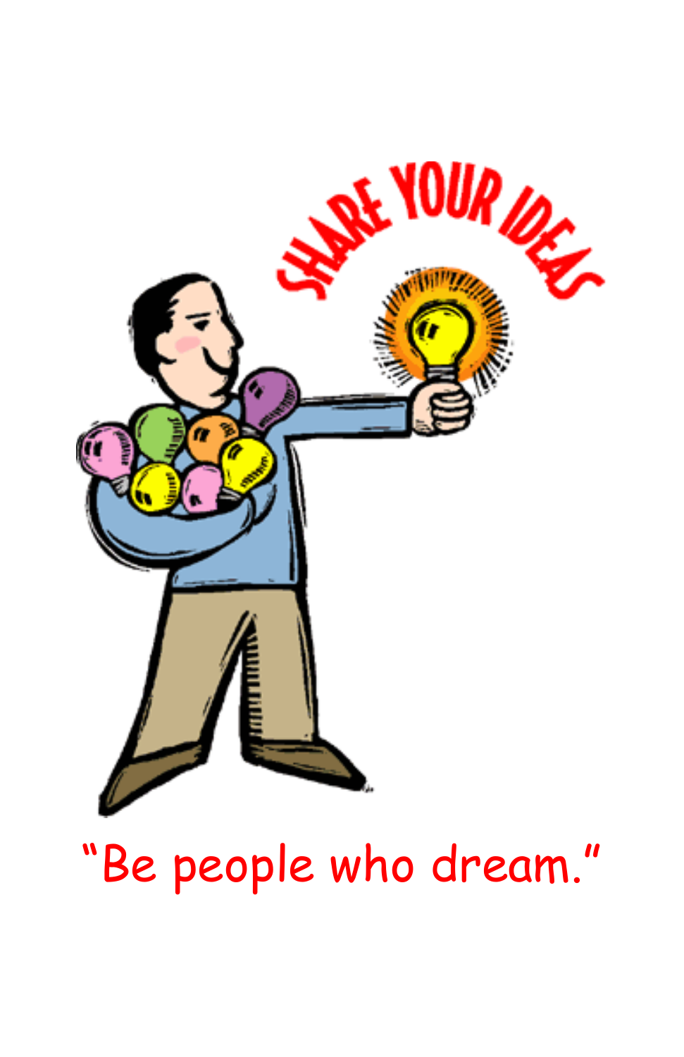SHARE YOUR IDEAS

"Be people who dream."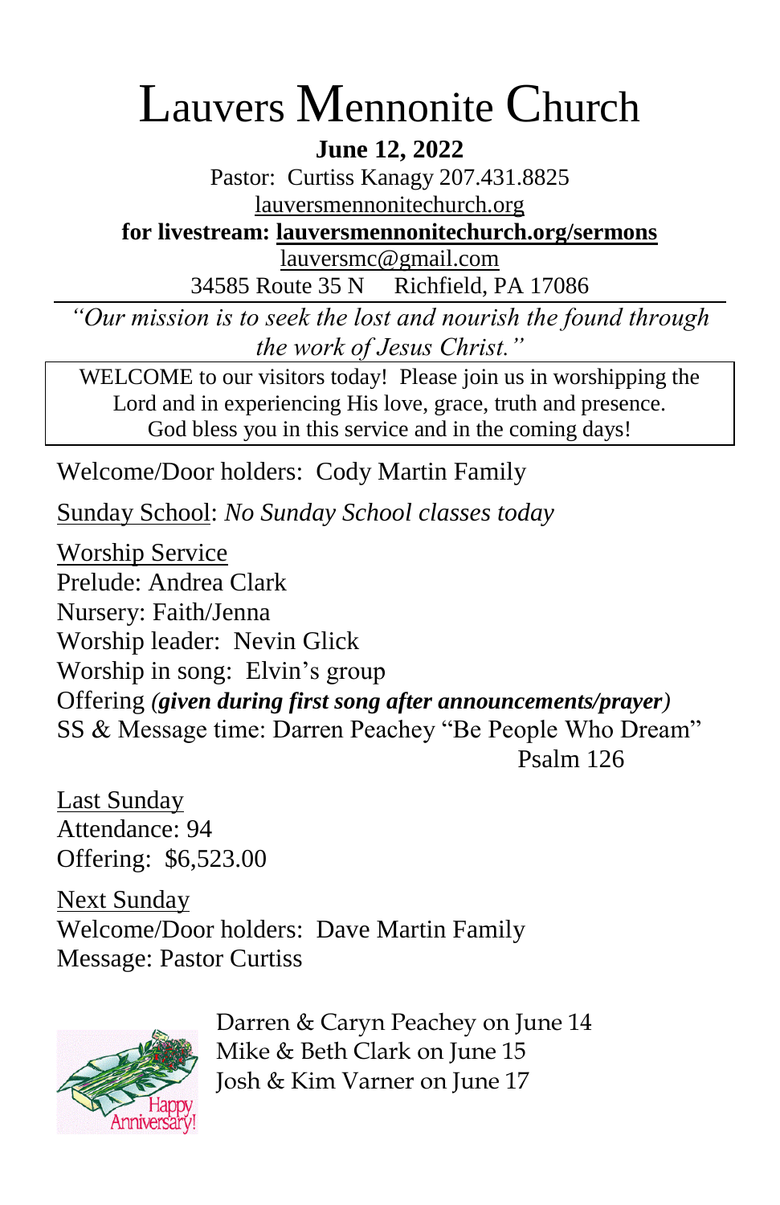# Lauvers Mennonite Church

**June 12, 2022**

Pastor: Curtiss Kanagy 207.431.8825

lauversmennonitechurch.org

**for livestream: lauversmennonitechurch.org/sermons**

lauversmc@gmail.com

34585 Route 35 N Richfield, PA 17086

---

*"Our mission is to seek the lost and nourish the found through the work of Jesus Christ."*

WELCOME to our visitors today! Please join us in worshipping the Lord and in experiencing His love, grace, truth and presence. God bless you in this service and in the coming days!

Welcome/Door holders: Cody Martin Family

Sunday School: *No Sunday School classes today*

Worship Service

Prelude: Andrea Clark

Nursery: Faith/Jenna

Worship leader: Nevin Glick

Worship in song: Elvin's group

Offering ***(given during first song after announcements/prayer)***

SS & Message time: Darren Peachey "Be People Who Dream"

Psalm 126

Last Sunday

Attendance: 94

Offering: $6,523.00

Next Sunday

Welcome/Door holders: Dave Martin Family

Message: Pastor Curtiss

Happy Anniversary!

Darren & Caryn Peachey on June 14

Mike & Beth Clark on June 15

Josh & Kim Varner on June 17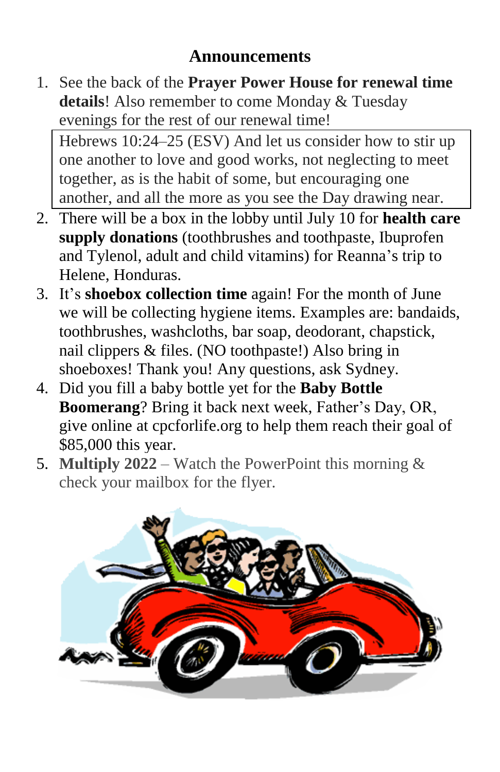## Announcements

1. See the back of the **Prayer Power House for renewal time details**! Also remember to come Monday & Tuesday evenings for the rest of our renewal time!

   > Hebrews 10:24–25 (ESV) And let us consider how to stir up one another to love and good works, not neglecting to meet together, as is the habit of some, but encouraging one another, and all the more as you see the Day drawing near.

2. There will be a box in the lobby until July 10 for **health care supply donations** (toothbrushes and toothpaste, Ibuprofen and Tylenol, adult and child vitamins) for Reanna's trip to Helene, Honduras.
3. It's **shoebox collection time** again! For the month of June we will be collecting hygiene items. Examples are: bandaids, toothbrushes, washcloths, bar soap, deodorant, chapstick, nail clippers & files. (NO toothpaste!) Also bring in shoeboxes! Thank you! Any questions, ask Sydney.
4. Did you fill a baby bottle yet for the **Baby Bottle Boomerang**? Bring it back next week, Father's Day, OR, give online at cpcforlife.org to help them reach their goal of $85,000 this year.
5. **Multiply 2022** – Watch the PowerPoint this morning & check your mailbox for the flyer.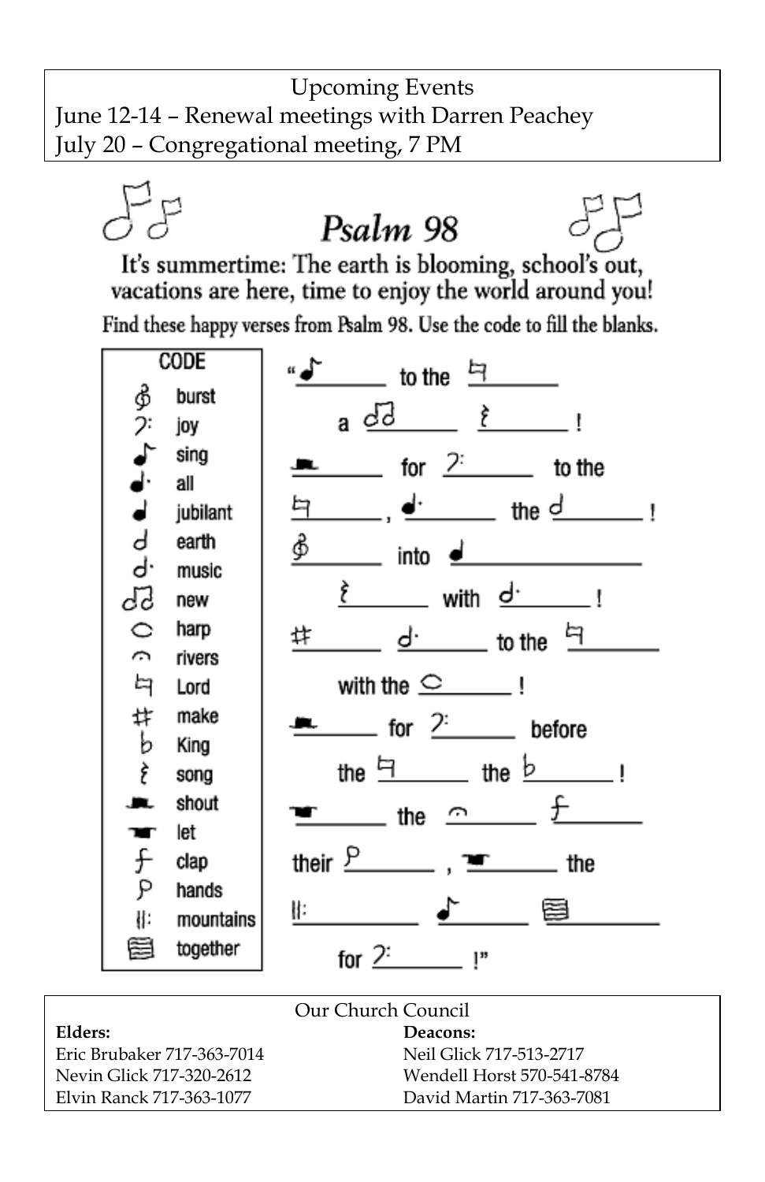Upcoming Events
June 12-14 – Renewal meetings with Darren Peachey
July 20 – Congregational meeting, 7 PM

# Psalm 98

It's summertime: The earth is blooming, school's out, vacations are here, time to enjoy the world around you!

Find these happy verses from Psalm 98. Use the code to fill the blanks.

| CODE | |
|---|---|
| 𝄋 | burst |
| 𝄢 | joy |
| ♪ | sing |
| ♩. | all |
| ♩ | jubilant |
| 𝅗𝅥 | earth |
| 𝅗𝅥. | music |
| ♫ | new |
| ◯ | harp |
| 𝄐 | rivers |
| ♮ | Lord |
| ♯ | make |
| ♭ | King |
| 𝄽 | song |
| ▬ | shout |
| ▬ | let |
| 𝆑 | clap |
| 𝆏 | hands |
| 𝄆 | mountains |
| ▤ | together |

"♪ ______ to the ♮ ______
a ♫ ______ 𝄽 ______!
▬ ______ for 𝄢 ______ to the
♮ ______, ♩. ______ the 𝅗𝅥 ______!
𝄋 ______ into ♩ ______
𝄽 ______ with 𝅗𝅥. ______!
♯ ______ 𝅗𝅥. ______ to the ♮ ______
with the ◯ ______!
▬ ______ for 𝄢 ______ before
the ♮ ______ the ♭ ______!
▬ ______ the 𝄐 ______ 𝆑 ______
their 𝆏 ______, ▬ ______ the
𝄆 ______ ♪ ______ ▤ ______
for 𝄢 ______!"

Our Church Council

**Elders:**
Eric Brubaker 717-363-7014
Nevin Glick 717-320-2612
Elvin Ranck 717-363-1077

**Deacons:**
Neil Glick 717-513-2717
Wendell Horst 570-541-8784
David Martin 717-363-7081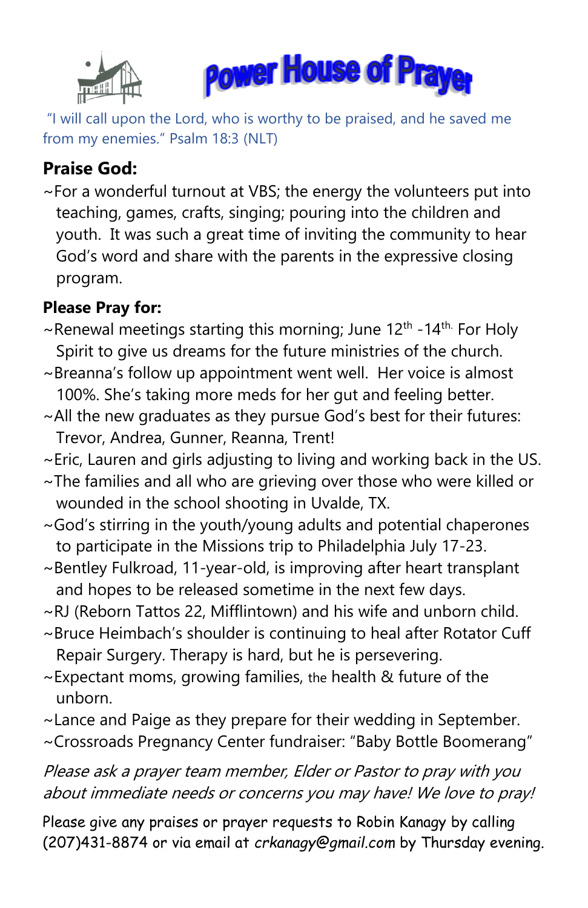# Power House of Prayer

"I will call upon the Lord, who is worthy to be praised, and he saved me from my enemies." Psalm 18:3 (NLT)

**Praise God:**

~For a wonderful turnout at VBS; the energy the volunteers put into teaching, games, crafts, singing; pouring into the children and youth. It was such a great time of inviting the community to hear God's word and share with the parents in the expressive closing program.

**Please Pray for:**

~Renewal meetings starting this morning; June 12th -14th. For Holy Spirit to give us dreams for the future ministries of the church.

~Breanna's follow up appointment went well. Her voice is almost 100%. She's taking more meds for her gut and feeling better.

~All the new graduates as they pursue God's best for their futures: Trevor, Andrea, Gunner, Reanna, Trent!

~Eric, Lauren and girls adjusting to living and working back in the US.

~The families and all who are grieving over those who were killed or wounded in the school shooting in Uvalde, TX.

~God's stirring in the youth/young adults and potential chaperones to participate in the Missions trip to Philadelphia July 17-23.

~Bentley Fulkroad, 11-year-old, is improving after heart transplant and hopes to be released sometime in the next few days.

~RJ (Reborn Tattos 22, Mifflintown) and his wife and unborn child.

~Bruce Heimbach's shoulder is continuing to heal after Rotator Cuff Repair Surgery. Therapy is hard, but he is persevering.

~Expectant moms, growing families, the health & future of the unborn.

~Lance and Paige as they prepare for their wedding in September.

~Crossroads Pregnancy Center fundraiser: "Baby Bottle Boomerang"

*Please ask a prayer team member, Elder or Pastor to pray with you about immediate needs or concerns you may have! We love to pray!*

Please give any praises or prayer requests to Robin Kanagy by calling (207)431-8874 or via email at *crkanagy@gmail.com* by Thursday evening.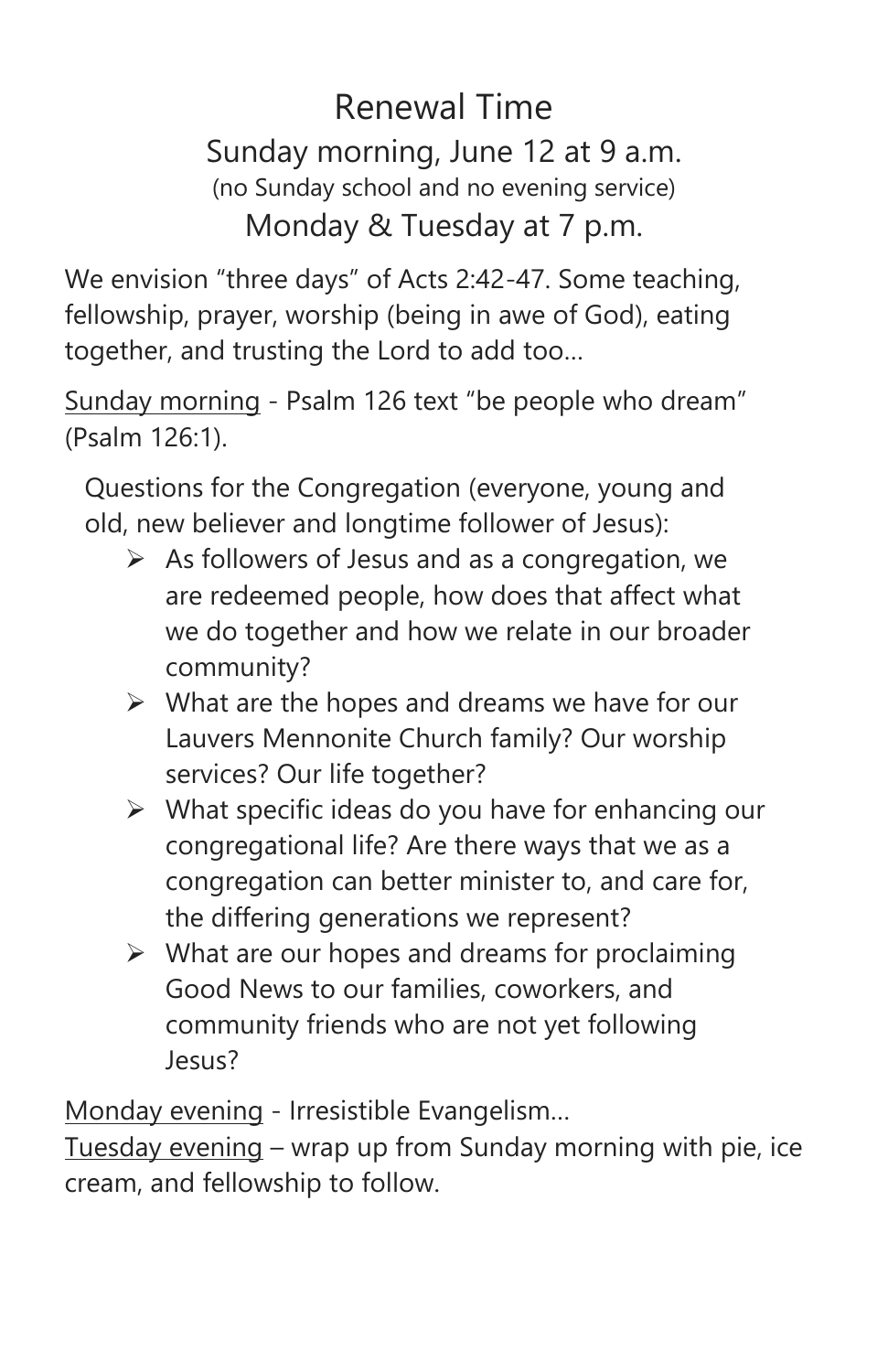# Renewal Time

## Sunday morning, June 12 at 9 a.m.

(no Sunday school and no evening service)

## Monday & Tuesday at 7 p.m.

We envision "three days" of Acts 2:42-47. Some teaching, fellowship, prayer, worship (being in awe of God), eating together, and trusting the Lord to add too...

<u>Sunday morning</u> - Psalm 126 text "be people who dream" (Psalm 126:1).

Questions for the Congregation (everyone, young and old, new believer and longtime follower of Jesus):

- As followers of Jesus and as a congregation, we are redeemed people, how does that affect what we do together and how we relate in our broader community?
- What are the hopes and dreams we have for our Lauvers Mennonite Church family? Our worship services? Our life together?
- What specific ideas do you have for enhancing our congregational life? Are there ways that we as a congregation can better minister to, and care for, the differing generations we represent?
- What are our hopes and dreams for proclaiming Good News to our families, coworkers, and community friends who are not yet following Jesus?

<u>Monday evening</u> - Irresistible Evangelism...
<u>Tuesday evening</u> – wrap up from Sunday morning with pie, ice cream, and fellowship to follow.